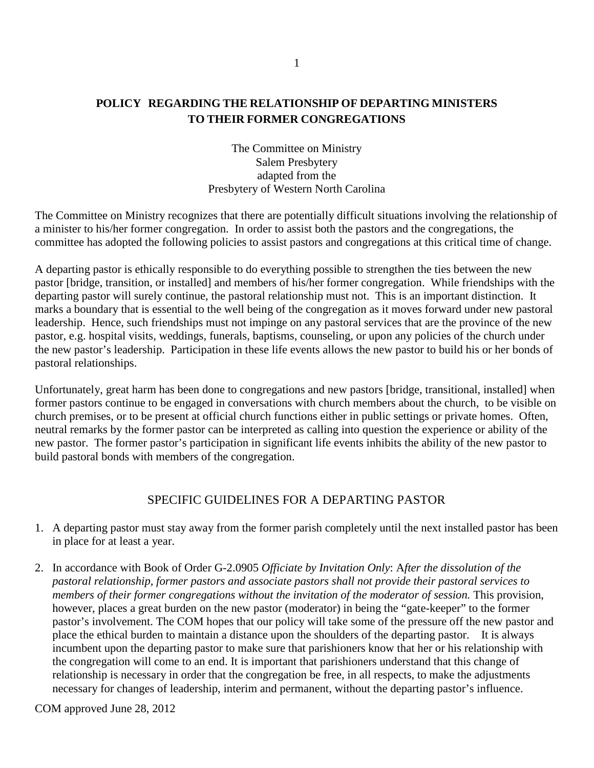# POLICY REGARDING THE RELATIONSHIP OF DEPARTING MINISTERS TO THEIR FORMER CONGREGATIONS

The Committee on Ministry
Salem Presbytery
adapted from the
Presbytery of Western North Carolina

The Committee on Ministry recognizes that there are potentially difficult situations involving the relationship of a minister to his/her former congregation. In order to assist both the pastors and the congregations, the committee has adopted the following policies to assist pastors and congregations at this critical time of change.

A departing pastor is ethically responsible to do everything possible to strengthen the ties between the new pastor [bridge, transition, or installed] and members of his/her former congregation. While friendships with the departing pastor will surely continue, the pastoral relationship must not. This is an important distinction. It marks a boundary that is essential to the well being of the congregation as it moves forward under new pastoral leadership. Hence, such friendships must not impinge on any pastoral services that are the province of the new pastor, e.g. hospital visits, weddings, funerals, baptisms, counseling, or upon any policies of the church under the new pastor's leadership. Participation in these life events allows the new pastor to build his or her bonds of pastoral relationships.

Unfortunately, great harm has been done to congregations and new pastors [bridge, transitional, installed] when former pastors continue to be engaged in conversations with church members about the church, to be visible on church premises, or to be present at official church functions either in public settings or private homes. Often, neutral remarks by the former pastor can be interpreted as calling into question the experience or ability of the new pastor. The former pastor's participation in significant life events inhibits the ability of the new pastor to build pastoral bonds with members of the congregation.

## SPECIFIC GUIDELINES FOR A DEPARTING PASTOR

1. A departing pastor must stay away from the former parish completely until the next installed pastor has been in place for at least a year.

2. In accordance with Book of Order G-2.0905 *Officiate by Invitation Only*: A*fter the dissolution of the pastoral relationship, former pastors and associate pastors shall not provide their pastoral services to members of their former congregations without the invitation of the moderator of session.* This provision, however, places a great burden on the new pastor (moderator) in being the "gate-keeper" to the former pastor's involvement. The COM hopes that our policy will take some of the pressure off the new pastor and place the ethical burden to maintain a distance upon the shoulders of the departing pastor. It is always incumbent upon the departing pastor to make sure that parishioners know that her or his relationship with the congregation will come to an end. It is important that parishioners understand that this change of relationship is necessary in order that the congregation be free, in all respects, to make the adjustments necessary for changes of leadership, interim and permanent, without the departing pastor's influence.

COM approved June 28, 2012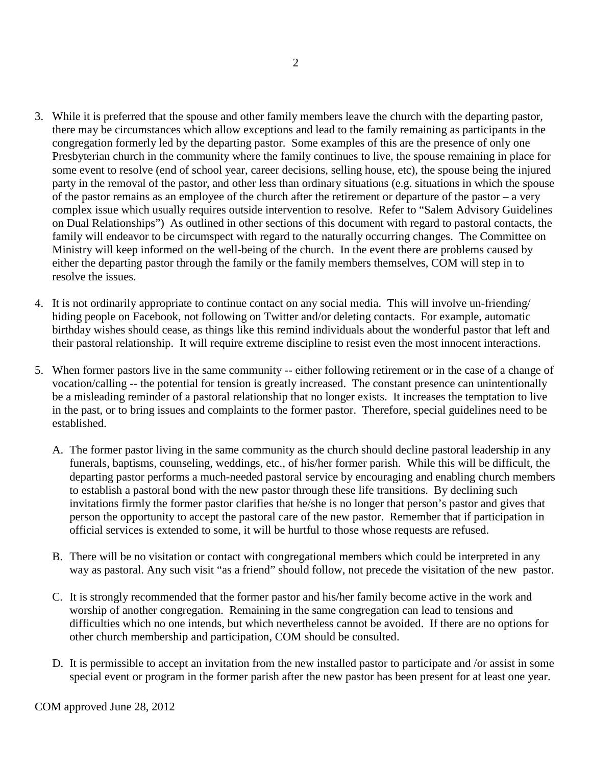3. While it is preferred that the spouse and other family members leave the church with the departing pastor, there may be circumstances which allow exceptions and lead to the family remaining as participants in the congregation formerly led by the departing pastor. Some examples of this are the presence of only one Presbyterian church in the community where the family continues to live, the spouse remaining in place for some event to resolve (end of school year, career decisions, selling house, etc), the spouse being the injured party in the removal of the pastor, and other less than ordinary situations (e.g. situations in which the spouse of the pastor remains as an employee of the church after the retirement or departure of the pastor – a very complex issue which usually requires outside intervention to resolve. Refer to "Salem Advisory Guidelines on Dual Relationships") As outlined in other sections of this document with regard to pastoral contacts, the family will endeavor to be circumspect with regard to the naturally occurring changes. The Committee on Ministry will keep informed on the well-being of the church. In the event there are problems caused by either the departing pastor through the family or the family members themselves, COM will step in to resolve the issues.

4. It is not ordinarily appropriate to continue contact on any social media. This will involve un-friending/ hiding people on Facebook, not following on Twitter and/or deleting contacts. For example, automatic birthday wishes should cease, as things like this remind individuals about the wonderful pastor that left and their pastoral relationship. It will require extreme discipline to resist even the most innocent interactions.

5. When former pastors live in the same community -- either following retirement or in the case of a change of vocation/calling -- the potential for tension is greatly increased. The constant presence can unintentionally be a misleading reminder of a pastoral relationship that no longer exists. It increases the temptation to live in the past, or to bring issues and complaints to the former pastor. Therefore, special guidelines need to be established.

   A. The former pastor living in the same community as the church should decline pastoral leadership in any funerals, baptisms, counseling, weddings, etc., of his/her former parish. While this will be difficult, the departing pastor performs a much-needed pastoral service by encouraging and enabling church members to establish a pastoral bond with the new pastor through these life transitions. By declining such invitations firmly the former pastor clarifies that he/she is no longer that person's pastor and gives that person the opportunity to accept the pastoral care of the new pastor. Remember that if participation in official services is extended to some, it will be hurtful to those whose requests are refused.

   B. There will be no visitation or contact with congregational members which could be interpreted in any way as pastoral. Any such visit "as a friend" should follow, not precede the visitation of the new pastor.

   C. It is strongly recommended that the former pastor and his/her family become active in the work and worship of another congregation. Remaining in the same congregation can lead to tensions and difficulties which no one intends, but which nevertheless cannot be avoided. If there are no options for other church membership and participation, COM should be consulted.

   D. It is permissible to accept an invitation from the new installed pastor to participate and /or assist in some special event or program in the former parish after the new pastor has been present for at least one year.

COM approved June 28, 2012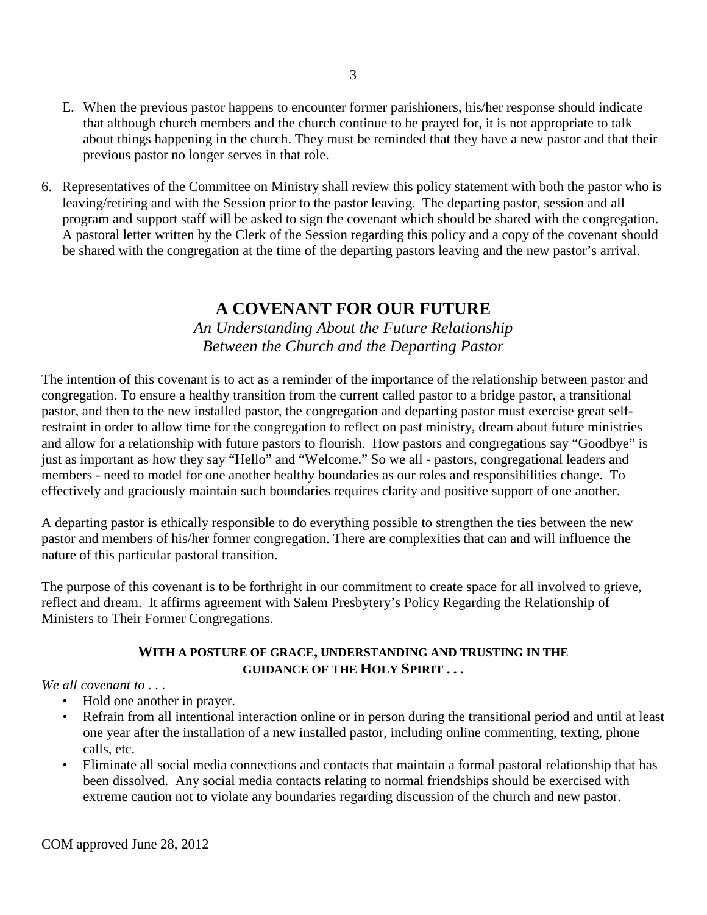E. When the previous pastor happens to encounter former parishioners, his/her response should indicate that although church members and the church continue to be prayed for, it is not appropriate to talk about things happening in the church. They must be reminded that they have a new pastor and that their previous pastor no longer serves in that role.

6. Representatives of the Committee on Ministry shall review this policy statement with both the pastor who is leaving/retiring and with the Session prior to the pastor leaving. The departing pastor, session and all program and support staff will be asked to sign the covenant which should be shared with the congregation. A pastoral letter written by the Clerk of the Session regarding this policy and a copy of the covenant should be shared with the congregation at the time of the departing pastors leaving and the new pastor's arrival.

## A COVENANT FOR OUR FUTURE

*An Understanding About the Future Relationship Between the Church and the Departing Pastor*

The intention of this covenant is to act as a reminder of the importance of the relationship between pastor and congregation. To ensure a healthy transition from the current called pastor to a bridge pastor, a transitional pastor, and then to the new installed pastor, the congregation and departing pastor must exercise great self-restraint in order to allow time for the congregation to reflect on past ministry, dream about future ministries and allow for a relationship with future pastors to flourish. How pastors and congregations say "Goodbye" is just as important as how they say "Hello" and "Welcome." So we all - pastors, congregational leaders and members - need to model for one another healthy boundaries as our roles and responsibilities change. To effectively and graciously maintain such boundaries requires clarity and positive support of one another.

A departing pastor is ethically responsible to do everything possible to strengthen the ties between the new pastor and members of his/her former congregation. There are complexities that can and will influence the nature of this particular pastoral transition.

The purpose of this covenant is to be forthright in our commitment to create space for all involved to grieve, reflect and dream. It affirms agreement with Salem Presbytery's Policy Regarding the Relationship of Ministers to Their Former Congregations.

**WITH A POSTURE OF GRACE, UNDERSTANDING AND TRUSTING IN THE GUIDANCE OF THE HOLY SPIRIT . . .**

*We all covenant to . . .*

- Hold one another in prayer.
- Refrain from all intentional interaction online or in person during the transitional period and until at least one year after the installation of a new installed pastor, including online commenting, texting, phone calls, etc.
- Eliminate all social media connections and contacts that maintain a formal pastoral relationship that has been dissolved. Any social media contacts relating to normal friendships should be exercised with extreme caution not to violate any boundaries regarding discussion of the church and new pastor.

COM approved June 28, 2012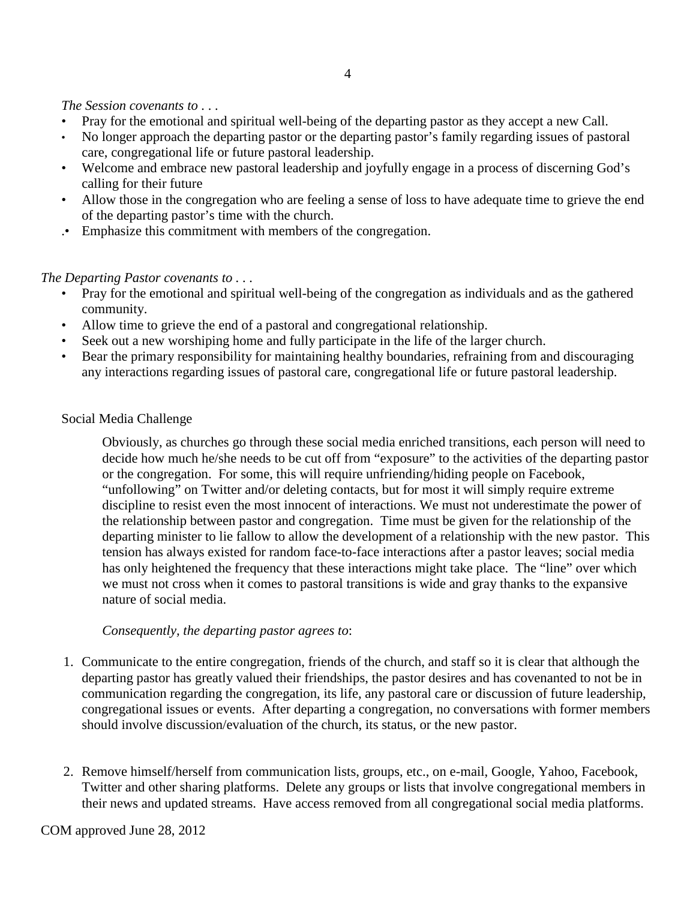*The Session covenants to . . .*

- Pray for the emotional and spiritual well-being of the departing pastor as they accept a new Call.
- No longer approach the departing pastor or the departing pastor's family regarding issues of pastoral care, congregational life or future pastoral leadership.
- Welcome and embrace new pastoral leadership and joyfully engage in a process of discerning God's calling for their future
- Allow those in the congregation who are feeling a sense of loss to have adequate time to grieve the end of the departing pastor's time with the church.
- Emphasize this commitment with members of the congregation.

*The Departing Pastor covenants to . . .*

- Pray for the emotional and spiritual well-being of the congregation as individuals and as the gathered community.
- Allow time to grieve the end of a pastoral and congregational relationship.
- Seek out a new worshiping home and fully participate in the life of the larger church.
- Bear the primary responsibility for maintaining healthy boundaries, refraining from and discouraging any interactions regarding issues of pastoral care, congregational life or future pastoral leadership.

Social Media Challenge

Obviously, as churches go through these social media enriched transitions, each person will need to decide how much he/she needs to be cut off from "exposure" to the activities of the departing pastor or the congregation. For some, this will require unfriending/hiding people on Facebook, "unfollowing" on Twitter and/or deleting contacts, but for most it will simply require extreme discipline to resist even the most innocent of interactions. We must not underestimate the power of the relationship between pastor and congregation. Time must be given for the relationship of the departing minister to lie fallow to allow the development of a relationship with the new pastor. This tension has always existed for random face-to-face interactions after a pastor leaves; social media has only heightened the frequency that these interactions might take place. The "line" over which we must not cross when it comes to pastoral transitions is wide and gray thanks to the expansive nature of social media.

*Consequently, the departing pastor agrees to*:

1. Communicate to the entire congregation, friends of the church, and staff so it is clear that although the departing pastor has greatly valued their friendships, the pastor desires and has covenanted to not be in communication regarding the congregation, its life, any pastoral care or discussion of future leadership, congregational issues or events. After departing a congregation, no conversations with former members should involve discussion/evaluation of the church, its status, or the new pastor.

2. Remove himself/herself from communication lists, groups, etc., on e-mail, Google, Yahoo, Facebook, Twitter and other sharing platforms. Delete any groups or lists that involve congregational members in their news and updated streams. Have access removed from all congregational social media platforms.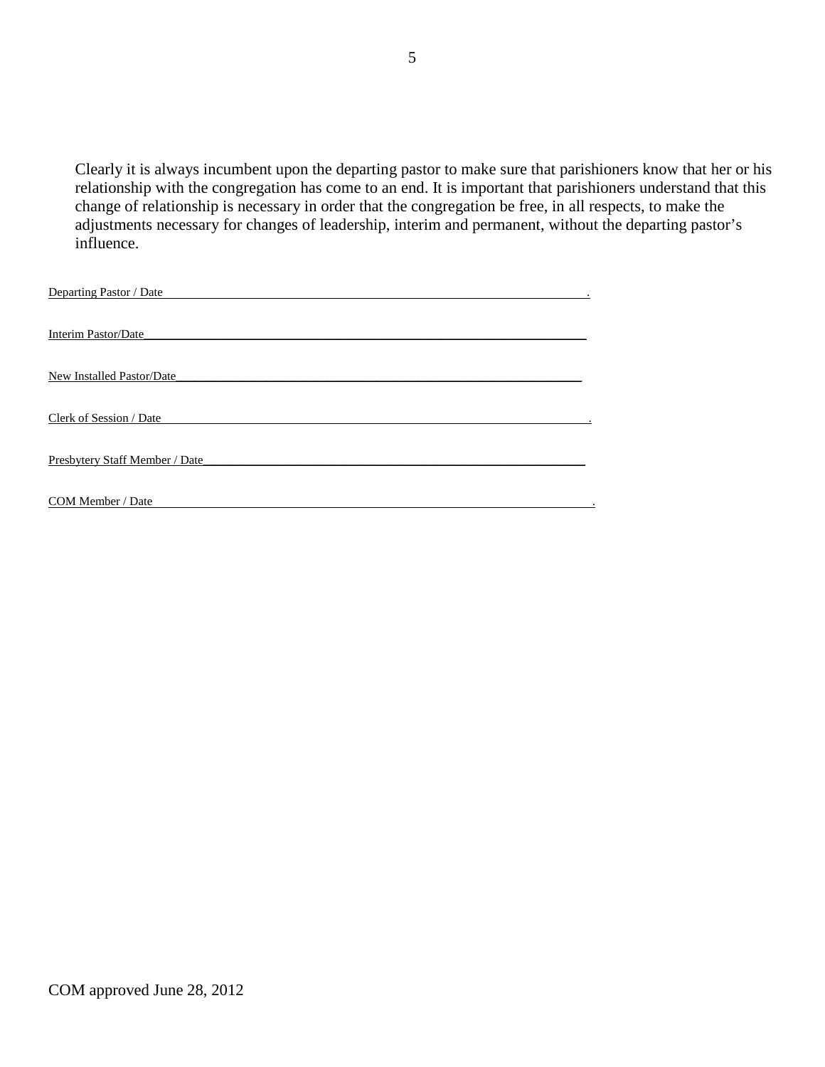Clearly it is always incumbent upon the departing pastor to make sure that parishioners know that her or his relationship with the congregation has come to an end. It is important that parishioners understand that this change of relationship is necessary in order that the congregation be free, in all respects, to make the adjustments necessary for changes of leadership, interim and permanent, without the departing pastor's influence.

Departing Pastor / Date\_\_\_\_\_\_\_\_\_\_\_\_\_\_\_\_\_\_\_\_\_\_\_\_\_\_\_\_\_\_\_\_\_\_\_\_\_\_\_\_\_\_\_\_\_\_\_\_\_\_\_\_\_\_\_\_\_\_\_\_.

Interim Pastor/Date\_\_\_\_\_\_\_\_\_\_\_\_\_\_\_\_\_\_\_\_\_\_\_\_\_\_\_\_\_\_\_\_\_\_\_\_\_\_\_\_\_\_\_\_\_\_\_\_\_\_\_\_\_\_\_\_\_\_\_\_\_\_

New Installed Pastor/Date\_\_\_\_\_\_\_\_\_\_\_\_\_\_\_\_\_\_\_\_\_\_\_\_\_\_\_\_\_\_\_\_\_\_\_\_\_\_\_\_\_\_\_\_\_\_\_\_\_\_\_\_\_\_\_\_\_

Clerk of Session / Date\_\_\_\_\_\_\_\_\_\_\_\_\_\_\_\_\_\_\_\_\_\_\_\_\_\_\_\_\_\_\_\_\_\_\_\_\_\_\_\_\_\_\_\_\_\_\_\_\_\_\_\_\_\_\_\_\_\_\_\_\_.

Presbytery Staff Member / Date\_\_\_\_\_\_\_\_\_\_\_\_\_\_\_\_\_\_\_\_\_\_\_\_\_\_\_\_\_\_\_\_\_\_\_\_\_\_\_\_\_\_\_\_\_\_\_\_\_\_\_\_\_\_

COM Member / Date\_\_\_\_\_\_\_\_\_\_\_\_\_\_\_\_\_\_\_\_\_\_\_\_\_\_\_\_\_\_\_\_\_\_\_\_\_\_\_\_\_\_\_\_\_\_\_\_\_\_\_\_\_\_\_\_\_\_\_\_\_\_\_\_.

COM approved June 28, 2012